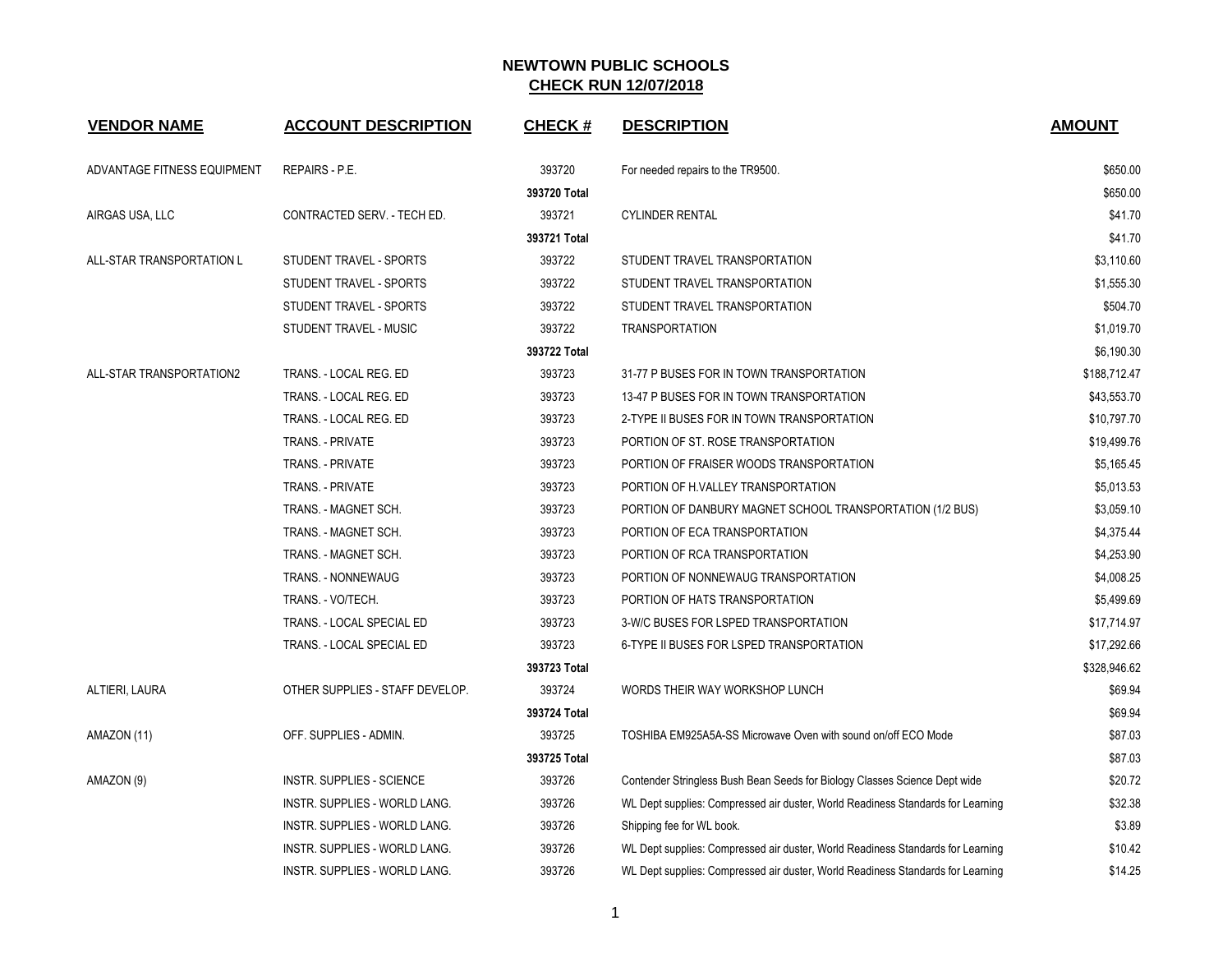# NEWTOWN PUBLIC SCHOOLS

## CHECK RUN 12/07/2018

| VENDOR NAME | ACCOUNT DESCRIPTION | CHECK # | DESCRIPTION | AMOUNT |
|---|---|---|---|---|
| ADVANTAGE FITNESS EQUIPMENT | REPAIRS - P.E. | 393720 | For needed repairs to the TR9500. | $650.00 |
| | | **393720 Total** | | $650.00 |
| AIRGAS USA, LLC | CONTRACTED SERV. - TECH ED. | 393721 | CYLINDER RENTAL | $41.70 |
| | | **393721 Total** | | $41.70 |
| ALL-STAR TRANSPORTATION L | STUDENT TRAVEL - SPORTS | 393722 | STUDENT TRAVEL TRANSPORTATION | $3,110.60 |
| | STUDENT TRAVEL - SPORTS | 393722 | STUDENT TRAVEL TRANSPORTATION | $1,555.30 |
| | STUDENT TRAVEL - SPORTS | 393722 | STUDENT TRAVEL TRANSPORTATION | $504.70 |
| | STUDENT TRAVEL - MUSIC | 393722 | TRANSPORTATION | $1,019.70 |
| | | **393722 Total** | | $6,190.30 |
| ALL-STAR TRANSPORTATION2 | TRANS. - LOCAL REG. ED | 393723 | 31-77 P BUSES FOR IN TOWN TRANSPORTATION | $188,712.47 |
| | TRANS. - LOCAL REG. ED | 393723 | 13-47 P BUSES FOR IN TOWN TRANSPORTATION | $43,553.70 |
| | TRANS. - LOCAL REG. ED | 393723 | 2-TYPE II BUSES FOR IN TOWN TRANSPORTATION | $10,797.70 |
| | TRANS. - PRIVATE | 393723 | PORTION OF ST. ROSE TRANSPORTATION | $19,499.76 |
| | TRANS. - PRIVATE | 393723 | PORTION OF FRAISER WOODS TRANSPORTATION | $5,165.45 |
| | TRANS. - PRIVATE | 393723 | PORTION OF H.VALLEY TRANSPORTATION | $5,013.53 |
| | TRANS. - MAGNET SCH. | 393723 | PORTION OF DANBURY MAGNET SCHOOL TRANSPORTATION (1/2 BUS) | $3,059.10 |
| | TRANS. - MAGNET SCH. | 393723 | PORTION OF ECA TRANSPORTATION | $4,375.44 |
| | TRANS. - MAGNET SCH. | 393723 | PORTION OF RCA TRANSPORTATION | $4,253.90 |
| | TRANS. - NONNEWAUG | 393723 | PORTION OF NONNEWAUG TRANSPORTATION | $4,008.25 |
| | TRANS. - VO/TECH. | 393723 | PORTION OF HATS TRANSPORTATION | $5,499.69 |
| | TRANS. - LOCAL SPECIAL ED | 393723 | 3-W/C BUSES FOR LSPED TRANSPORTATION | $17,714.97 |
| | TRANS. - LOCAL SPECIAL ED | 393723 | 6-TYPE II BUSES FOR LSPED TRANSPORTATION | $17,292.66 |
| | | **393723 Total** | | $328,946.62 |
| ALTIERI, LAURA | OTHER SUPPLIES - STAFF DEVELOP. | 393724 | WORDS THEIR WAY WORKSHOP LUNCH | $69.94 |
| | | **393724 Total** | | $69.94 |
| AMAZON (11) | OFF. SUPPLIES - ADMIN. | 393725 | TOSHIBA EM925A5A-SS Microwave Oven with sound on/off ECO Mode | $87.03 |
| | | **393725 Total** | | $87.03 |
| AMAZON (9) | INSTR. SUPPLIES - SCIENCE | 393726 | Contender Stringless Bush Bean Seeds for Biology Classes Science Dept wide | $20.72 |
| | INSTR. SUPPLIES - WORLD LANG. | 393726 | WL Dept supplies: Compressed air duster, World Readiness Standards for Learning | $32.38 |
| | INSTR. SUPPLIES - WORLD LANG. | 393726 | Shipping fee for WL book. | $3.89 |
| | INSTR. SUPPLIES - WORLD LANG. | 393726 | WL Dept supplies: Compressed air duster, World Readiness Standards for Learning | $10.42 |
| | INSTR. SUPPLIES - WORLD LANG. | 393726 | WL Dept supplies: Compressed air duster, World Readiness Standards for Learning | $14.25 |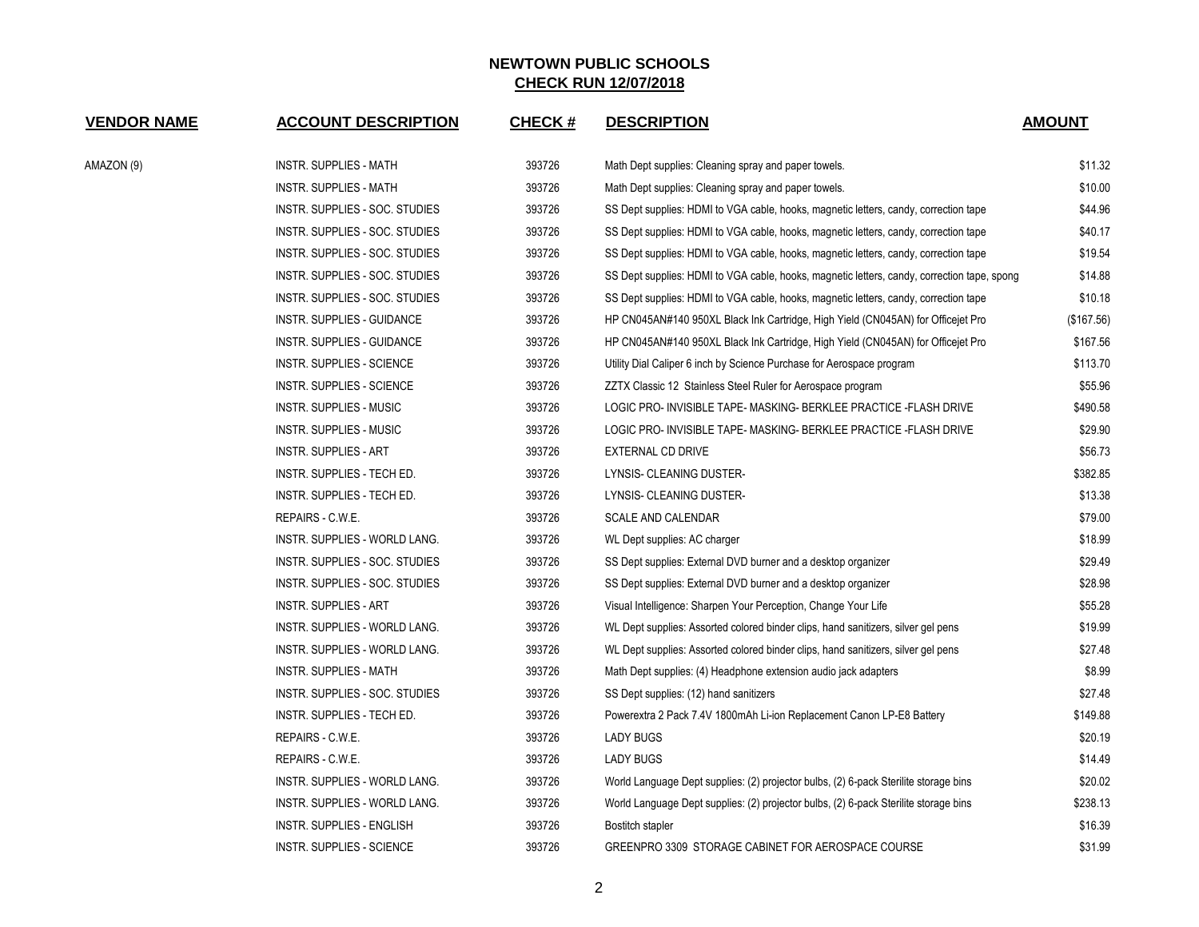# NEWTOWN PUBLIC SCHOOLS

## CHECK RUN 12/07/2018

| VENDOR NAME | ACCOUNT DESCRIPTION | CHECK # | DESCRIPTION | AMOUNT |
|---|---|---|---|---|
| AMAZON (9) | INSTR. SUPPLIES - MATH | 393726 | Math Dept supplies: Cleaning spray and paper towels. | $11.32 |
| | INSTR. SUPPLIES - MATH | 393726 | Math Dept supplies: Cleaning spray and paper towels. | $10.00 |
| | INSTR. SUPPLIES - SOC. STUDIES | 393726 | SS Dept supplies: HDMI to VGA cable, hooks, magnetic letters, candy, correction tape | $44.96 |
| | INSTR. SUPPLIES - SOC. STUDIES | 393726 | SS Dept supplies: HDMI to VGA cable, hooks, magnetic letters, candy, correction tape | $40.17 |
| | INSTR. SUPPLIES - SOC. STUDIES | 393726 | SS Dept supplies: HDMI to VGA cable, hooks, magnetic letters, candy, correction tape | $19.54 |
| | INSTR. SUPPLIES - SOC. STUDIES | 393726 | SS Dept supplies: HDMI to VGA cable, hooks, magnetic letters, candy, correction tape, spong | $14.88 |
| | INSTR. SUPPLIES - SOC. STUDIES | 393726 | SS Dept supplies: HDMI to VGA cable, hooks, magnetic letters, candy, correction tape | $10.18 |
| | INSTR. SUPPLIES - GUIDANCE | 393726 | HP CN045AN#140 950XL Black Ink Cartridge, High Yield (CN045AN) for Officejet Pro | ($167.56) |
| | INSTR. SUPPLIES - GUIDANCE | 393726 | HP CN045AN#140 950XL Black Ink Cartridge, High Yield (CN045AN) for Officejet Pro | $167.56 |
| | INSTR. SUPPLIES - SCIENCE | 393726 | Utility Dial Caliper 6 inch by Science Purchase for Aerospace program | $113.70 |
| | INSTR. SUPPLIES - SCIENCE | 393726 | ZZTX Classic 12 Stainless Steel Ruler for Aerospace program | $55.96 |
| | INSTR. SUPPLIES - MUSIC | 393726 | LOGIC PRO- INVISIBLE TAPE- MASKING- BERKLEE PRACTICE -FLASH DRIVE | $490.58 |
| | INSTR. SUPPLIES - MUSIC | 393726 | LOGIC PRO- INVISIBLE TAPE- MASKING- BERKLEE PRACTICE -FLASH DRIVE | $29.90 |
| | INSTR. SUPPLIES - ART | 393726 | EXTERNAL CD DRIVE | $56.73 |
| | INSTR. SUPPLIES - TECH ED. | 393726 | LYNSIS- CLEANING DUSTER- | $382.85 |
| | INSTR. SUPPLIES - TECH ED. | 393726 | LYNSIS- CLEANING DUSTER- | $13.38 |
| | REPAIRS - C.W.E. | 393726 | SCALE AND CALENDAR | $79.00 |
| | INSTR. SUPPLIES - WORLD LANG. | 393726 | WL Dept supplies: AC charger | $18.99 |
| | INSTR. SUPPLIES - SOC. STUDIES | 393726 | SS Dept supplies: External DVD burner and a desktop organizer | $29.49 |
| | INSTR. SUPPLIES - SOC. STUDIES | 393726 | SS Dept supplies: External DVD burner and a desktop organizer | $28.98 |
| | INSTR. SUPPLIES - ART | 393726 | Visual Intelligence: Sharpen Your Perception, Change Your Life | $55.28 |
| | INSTR. SUPPLIES - WORLD LANG. | 393726 | WL Dept supplies: Assorted colored binder clips, hand sanitizers, silver gel pens | $19.99 |
| | INSTR. SUPPLIES - WORLD LANG. | 393726 | WL Dept supplies: Assorted colored binder clips, hand sanitizers, silver gel pens | $27.48 |
| | INSTR. SUPPLIES - MATH | 393726 | Math Dept supplies: (4) Headphone extension audio jack adapters | $8.99 |
| | INSTR. SUPPLIES - SOC. STUDIES | 393726 | SS Dept supplies: (12) hand sanitizers | $27.48 |
| | INSTR. SUPPLIES - TECH ED. | 393726 | Powerextra 2 Pack 7.4V 1800mAh Li-ion Replacement Canon LP-E8 Battery | $149.88 |
| | REPAIRS - C.W.E. | 393726 | LADY BUGS | $20.19 |
| | REPAIRS - C.W.E. | 393726 | LADY BUGS | $14.49 |
| | INSTR. SUPPLIES - WORLD LANG. | 393726 | World Language Dept supplies: (2) projector bulbs, (2) 6-pack Sterilite storage bins | $20.02 |
| | INSTR. SUPPLIES - WORLD LANG. | 393726 | World Language Dept supplies: (2) projector bulbs, (2) 6-pack Sterilite storage bins | $238.13 |
| | INSTR. SUPPLIES - ENGLISH | 393726 | Bostitch stapler | $16.39 |
| | INSTR. SUPPLIES - SCIENCE | 393726 | GREENPRO 3309 STORAGE CABINET FOR AEROSPACE COURSE | $31.99 |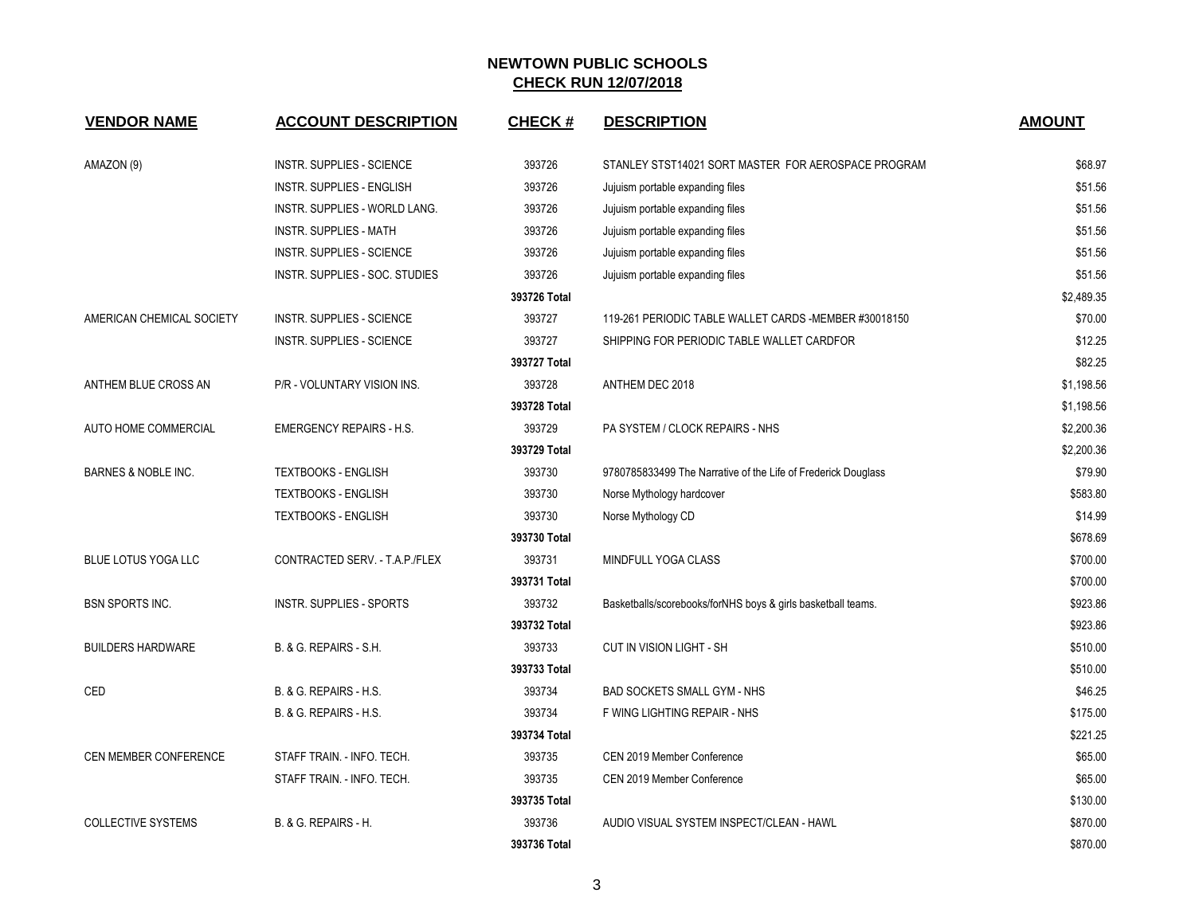# NEWTOWN PUBLIC SCHOOLS
## CHECK RUN 12/07/2018

| VENDOR NAME | ACCOUNT DESCRIPTION | CHECK # | DESCRIPTION | AMOUNT |
|---|---|---|---|---|
| AMAZON (9) | INSTR. SUPPLIES - SCIENCE | 393726 | STANLEY STST14021 SORT MASTER FOR AEROSPACE PROGRAM | $68.97 |
| | INSTR. SUPPLIES - ENGLISH | 393726 | Jujuism portable expanding files | $51.56 |
| | INSTR. SUPPLIES - WORLD LANG. | 393726 | Jujuism portable expanding files | $51.56 |
| | INSTR. SUPPLIES - MATH | 393726 | Jujuism portable expanding files | $51.56 |
| | INSTR. SUPPLIES - SCIENCE | 393726 | Jujuism portable expanding files | $51.56 |
| | INSTR. SUPPLIES - SOC. STUDIES | 393726 | Jujuism portable expanding files | $51.56 |
| | | **393726 Total** | | $2,489.35 |
| AMERICAN CHEMICAL SOCIETY | INSTR. SUPPLIES - SCIENCE | 393727 | 119-261 PERIODIC TABLE WALLET CARDS -MEMBER #30018150 | $70.00 |
| | INSTR. SUPPLIES - SCIENCE | 393727 | SHIPPING FOR PERIODIC TABLE WALLET CARDFOR | $12.25 |
| | | **393727 Total** | | $82.25 |
| ANTHEM BLUE CROSS AN | P/R - VOLUNTARY VISION INS. | 393728 | ANTHEM DEC 2018 | $1,198.56 |
| | | **393728 Total** | | $1,198.56 |
| AUTO HOME COMMERCIAL | EMERGENCY REPAIRS - H.S. | 393729 | PA SYSTEM / CLOCK REPAIRS - NHS | $2,200.36 |
| | | **393729 Total** | | $2,200.36 |
| BARNES & NOBLE INC. | TEXTBOOKS - ENGLISH | 393730 | 9780785833499 The Narrative of the Life of Frederick Douglass | $79.90 |
| | TEXTBOOKS - ENGLISH | 393730 | Norse Mythology hardcover | $583.80 |
| | TEXTBOOKS - ENGLISH | 393730 | Norse Mythology CD | $14.99 |
| | | **393730 Total** | | $678.69 |
| BLUE LOTUS YOGA LLC | CONTRACTED SERV. - T.A.P./FLEX | 393731 | MINDFULL YOGA CLASS | $700.00 |
| | | **393731 Total** | | $700.00 |
| BSN SPORTS INC. | INSTR. SUPPLIES - SPORTS | 393732 | Basketballs/scorebooks/forNHS boys & girls basketball teams. | $923.86 |
| | | **393732 Total** | | $923.86 |
| BUILDERS HARDWARE | B. & G. REPAIRS - S.H. | 393733 | CUT IN VISION LIGHT - SH | $510.00 |
| | | **393733 Total** | | $510.00 |
| CED | B. & G. REPAIRS - H.S. | 393734 | BAD SOCKETS SMALL GYM - NHS | $46.25 |
| | B. & G. REPAIRS - H.S. | 393734 | F WING LIGHTING REPAIR - NHS | $175.00 |
| | | **393734 Total** | | $221.25 |
| CEN MEMBER CONFERENCE | STAFF TRAIN. - INFO. TECH. | 393735 | CEN 2019 Member Conference | $65.00 |
| | STAFF TRAIN. - INFO. TECH. | 393735 | CEN 2019 Member Conference | $65.00 |
| | | **393735 Total** | | $130.00 |
| COLLECTIVE SYSTEMS | B. & G. REPAIRS - H. | 393736 | AUDIO VISUAL SYSTEM INSPECT/CLEAN - HAWL | $870.00 |
| | | **393736 Total** | | $870.00 |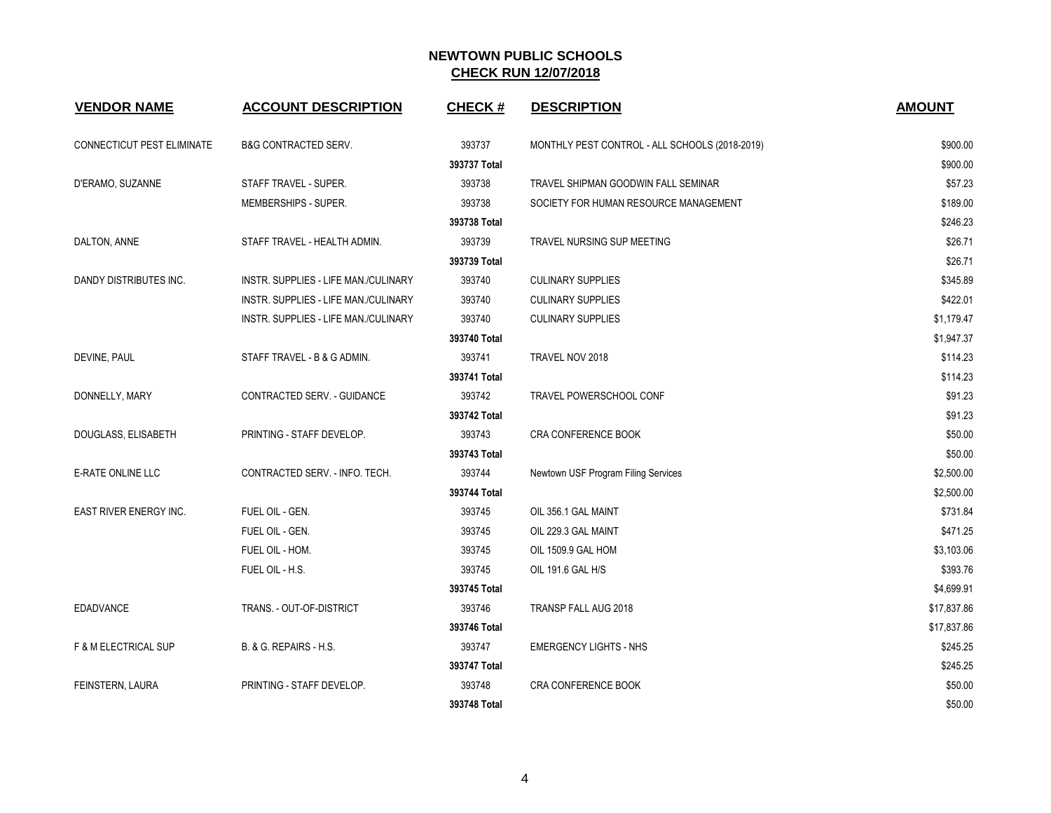# NEWTOWN PUBLIC SCHOOLS
## CHECK RUN 12/07/2018

| VENDOR NAME | ACCOUNT DESCRIPTION | CHECK # | DESCRIPTION | AMOUNT |
|---|---|---|---|---|
| CONNECTICUT PEST ELIMINATE | B&G CONTRACTED SERV. | 393737 | MONTHLY PEST CONTROL - ALL SCHOOLS (2018-2019) | $900.00 |
| | | **393737 Total** | | $900.00 |
| D'ERAMO, SUZANNE | STAFF TRAVEL - SUPER. | 393738 | TRAVEL SHIPMAN GOODWIN FALL SEMINAR | $57.23 |
| | MEMBERSHIPS - SUPER. | 393738 | SOCIETY FOR HUMAN RESOURCE MANAGEMENT | $189.00 |
| | | **393738 Total** | | $246.23 |
| DALTON, ANNE | STAFF TRAVEL - HEALTH ADMIN. | 393739 | TRAVEL NURSING SUP MEETING | $26.71 |
| | | **393739 Total** | | $26.71 |
| DANDY DISTRIBUTES INC. | INSTR. SUPPLIES - LIFE MAN./CULINARY | 393740 | CULINARY SUPPLIES | $345.89 |
| | INSTR. SUPPLIES - LIFE MAN./CULINARY | 393740 | CULINARY SUPPLIES | $422.01 |
| | INSTR. SUPPLIES - LIFE MAN./CULINARY | 393740 | CULINARY SUPPLIES | $1,179.47 |
| | | **393740 Total** | | $1,947.37 |
| DEVINE, PAUL | STAFF TRAVEL - B & G ADMIN. | 393741 | TRAVEL NOV 2018 | $114.23 |
| | | **393741 Total** | | $114.23 |
| DONNELLY, MARY | CONTRACTED SERV. - GUIDANCE | 393742 | TRAVEL POWERSCHOOL CONF | $91.23 |
| | | **393742 Total** | | $91.23 |
| DOUGLASS, ELISABETH | PRINTING - STAFF DEVELOP. | 393743 | CRA CONFERENCE BOOK | $50.00 |
| | | **393743 Total** | | $50.00 |
| E-RATE ONLINE LLC | CONTRACTED SERV. - INFO. TECH. | 393744 | Newtown USF Program Filing Services | $2,500.00 |
| | | **393744 Total** | | $2,500.00 |
| EAST RIVER ENERGY INC. | FUEL OIL - GEN. | 393745 | OIL 356.1 GAL MAINT | $731.84 |
| | FUEL OIL - GEN. | 393745 | OIL 229.3 GAL MAINT | $471.25 |
| | FUEL OIL - HOM. | 393745 | OIL 1509.9 GAL HOM | $3,103.06 |
| | FUEL OIL - H.S. | 393745 | OIL 191.6 GAL H/S | $393.76 |
| | | **393745 Total** | | $4,699.91 |
| EDADVANCE | TRANS. - OUT-OF-DISTRICT | 393746 | TRANSP FALL AUG 2018 | $17,837.86 |
| | | **393746 Total** | | $17,837.86 |
| F & M ELECTRICAL SUP | B. & G. REPAIRS - H.S. | 393747 | EMERGENCY LIGHTS - NHS | $245.25 |
| | | **393747 Total** | | $245.25 |
| FEINSTERN, LAURA | PRINTING - STAFF DEVELOP. | 393748 | CRA CONFERENCE BOOK | $50.00 |
| | | **393748 Total** | | $50.00 |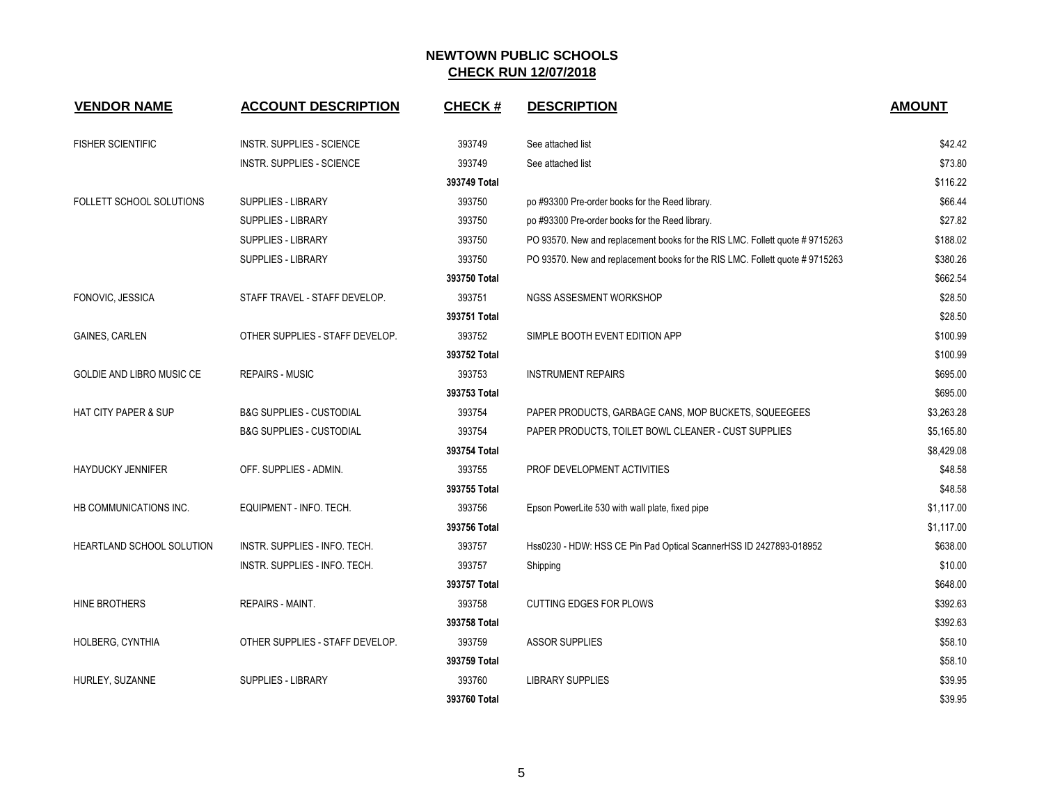# NEWTOWN PUBLIC SCHOOLS

## CHECK RUN 12/07/2018

| VENDOR NAME | ACCOUNT DESCRIPTION | CHECK # | DESCRIPTION | AMOUNT |
|---|---|---|---|---|
| FISHER SCIENTIFIC | INSTR. SUPPLIES - SCIENCE | 393749 | See attached list | $42.42 |
| | INSTR. SUPPLIES - SCIENCE | 393749 | See attached list | $73.80 |
| | | **393749 Total** | | $116.22 |
| FOLLETT SCHOOL SOLUTIONS | SUPPLIES - LIBRARY | 393750 | po #93300 Pre-order books for the Reed library. | $66.44 |
| | SUPPLIES - LIBRARY | 393750 | po #93300 Pre-order books for the Reed library. | $27.82 |
| | SUPPLIES - LIBRARY | 393750 | PO 93570. New and replacement books for the RIS LMC. Follett quote # 9715263 | $188.02 |
| | SUPPLIES - LIBRARY | 393750 | PO 93570. New and replacement books for the RIS LMC. Follett quote # 9715263 | $380.26 |
| | | **393750 Total** | | $662.54 |
| FONOVIC, JESSICA | STAFF TRAVEL - STAFF DEVELOP. | 393751 | NGSS ASSESMENT WORKSHOP | $28.50 |
| | | **393751 Total** | | $28.50 |
| GAINES, CARLEN | OTHER SUPPLIES - STAFF DEVELOP. | 393752 | SIMPLE BOOTH EVENT EDITION APP | $100.99 |
| | | **393752 Total** | | $100.99 |
| GOLDIE AND LIBRO MUSIC CE | REPAIRS - MUSIC | 393753 | INSTRUMENT REPAIRS | $695.00 |
| | | **393753 Total** | | $695.00 |
| HAT CITY PAPER & SUP | B&G SUPPLIES - CUSTODIAL | 393754 | PAPER PRODUCTS, GARBAGE CANS, MOP BUCKETS, SQUEEGEES | $3,263.28 |
| | B&G SUPPLIES - CUSTODIAL | 393754 | PAPER PRODUCTS, TOILET BOWL CLEANER - CUST SUPPLIES | $5,165.80 |
| | | **393754 Total** | | $8,429.08 |
| HAYDUCKY JENNIFER | OFF. SUPPLIES - ADMIN. | 393755 | PROF DEVELOPMENT ACTIVITIES | $48.58 |
| | | **393755 Total** | | $48.58 |
| HB COMMUNICATIONS INC. | EQUIPMENT - INFO. TECH. | 393756 | Epson PowerLite 530 with wall plate, fixed pipe | $1,117.00 |
| | | **393756 Total** | | $1,117.00 |
| HEARTLAND SCHOOL SOLUTION | INSTR. SUPPLIES - INFO. TECH. | 393757 | Hss0230 - HDW: HSS CE Pin Pad Optical ScannerHSS ID 2427893-018952 | $638.00 |
| | INSTR. SUPPLIES - INFO. TECH. | 393757 | Shipping | $10.00 |
| | | **393757 Total** | | $648.00 |
| HINE BROTHERS | REPAIRS - MAINT. | 393758 | CUTTING EDGES FOR PLOWS | $392.63 |
| | | **393758 Total** | | $392.63 |
| HOLBERG, CYNTHIA | OTHER SUPPLIES - STAFF DEVELOP. | 393759 | ASSOR SUPPLIES | $58.10 |
| | | **393759 Total** | | $58.10 |
| HURLEY, SUZANNE | SUPPLIES - LIBRARY | 393760 | LIBRARY SUPPLIES | $39.95 |
| | | **393760 Total** | | $39.95 |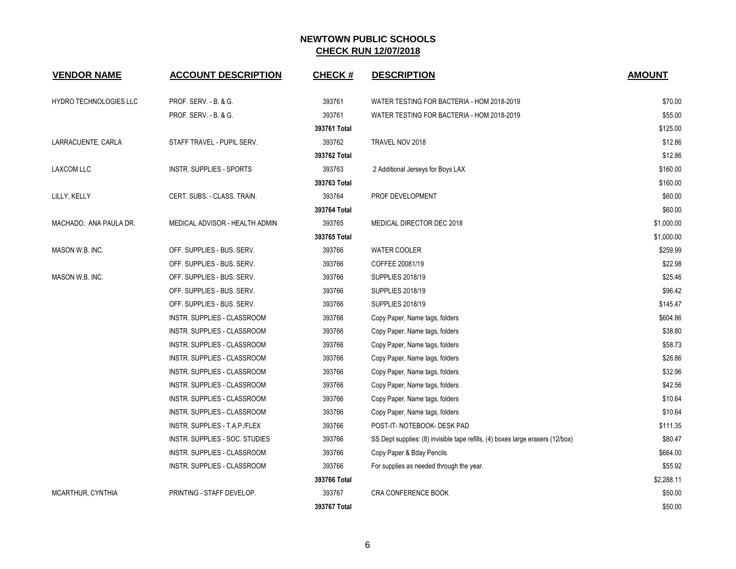## NEWTOWN PUBLIC SCHOOLS
## CHECK RUN 12/07/2018

| VENDOR NAME | ACCOUNT DESCRIPTION | CHECK # | DESCRIPTION | AMOUNT |
|---|---|---|---|---|
| HYDRO TECHNOLOGIES LLC | PROF. SERV. - B. & G. | 393761 | WATER TESTING FOR BACTERIA - HOM 2018-2019 | $70.00 |
| | PROF. SERV. - B. & G. | 393761 | WATER TESTING FOR BACTERIA - HOM 2018-2019 | $55.00 |
| | | **393761 Total** | | $125.00 |
| LARRACUENTE, CARLA | STAFF TRAVEL - PUPIL SERV. | 393762 | TRAVEL NOV 2018 | $12.86 |
| | | **393762 Total** | | $12.86 |
| LAXCOM LLC | INSTR. SUPPLIES - SPORTS | 393763 | 2 Additional Jerseys for Boys LAX | $160.00 |
| | | **393763 Total** | | $160.00 |
| LILLY, KELLY | CERT. SUBS. - CLASS. TRAIN. | 393764 | PROF DEVELOPMENT | $60.00 |
| | | **393764 Total** | | $60.00 |
| MACHADO, ANA PAULA DR. | MEDICAL ADVISOR - HEALTH ADMIN | 393765 | MEDICAL DIRECTOR DEC 2018 | $1,000.00 |
| | | **393765 Total** | | $1,000.00 |
| MASON W.B. INC. | OFF. SUPPLIES - BUS. SERV. | 393766 | WATER COOLER | $259.99 |
| | OFF. SUPPLIES - BUS. SERV. | 393766 | COFFEE 20081/19 | $22.98 |
| MASON W.B. INC. | OFF. SUPPLIES - BUS. SERV. | 393766 | SUPPLIES 2018/19 | $25.46 |
| | OFF. SUPPLIES - BUS. SERV. | 393766 | SUPPLIES 2018/19 | $96.42 |
| | OFF. SUPPLIES - BUS. SERV. | 393766 | SUPPLIES 2018/19 | $145.47 |
| | INSTR. SUPPLIES - CLASSROOM | 393766 | Copy Paper, Name tags, folders | $604.86 |
| | INSTR. SUPPLIES - CLASSROOM | 393766 | Copy Paper, Name tags, folders | $38.80 |
| | INSTR. SUPPLIES - CLASSROOM | 393766 | Copy Paper, Name tags, folders | $58.73 |
| | INSTR. SUPPLIES - CLASSROOM | 393766 | Copy Paper, Name tags, folders | $26.86 |
| | INSTR. SUPPLIES - CLASSROOM | 393766 | Copy Paper, Name tags, folders | $32.96 |
| | INSTR. SUPPLIES - CLASSROOM | 393766 | Copy Paper, Name tags, folders | $42.56 |
| | INSTR. SUPPLIES - CLASSROOM | 393766 | Copy Paper, Name tags, folders | $10.64 |
| | INSTR. SUPPLIES - CLASSROOM | 393766 | Copy Paper, Name tags, folders | $10.64 |
| | INSTR. SUPPLIES - T.A.P./FLEX | 393766 | POST-IT- NOTEBOOK- DESK PAD | $111.35 |
| | INSTR. SUPPLIES - SOC. STUDIES | 393766 | SS Dept supplies: (8) invisible tape refills, (4) boxes large erasers (12/box) | $80.47 |
| | INSTR. SUPPLIES - CLASSROOM | 393766 | Copy Paper & Bday Pencils | $664.00 |
| | INSTR. SUPPLIES - CLASSROOM | 393766 | For supplies as needed through the year. | $55.92 |
| | | **393766 Total** | | $2,288.11 |
| MCARTHUR, CYNTHIA | PRINTING - STAFF DEVELOP. | 393767 | CRA CONFERENCE BOOK | $50.00 |
| | | **393767 Total** | | $50.00 |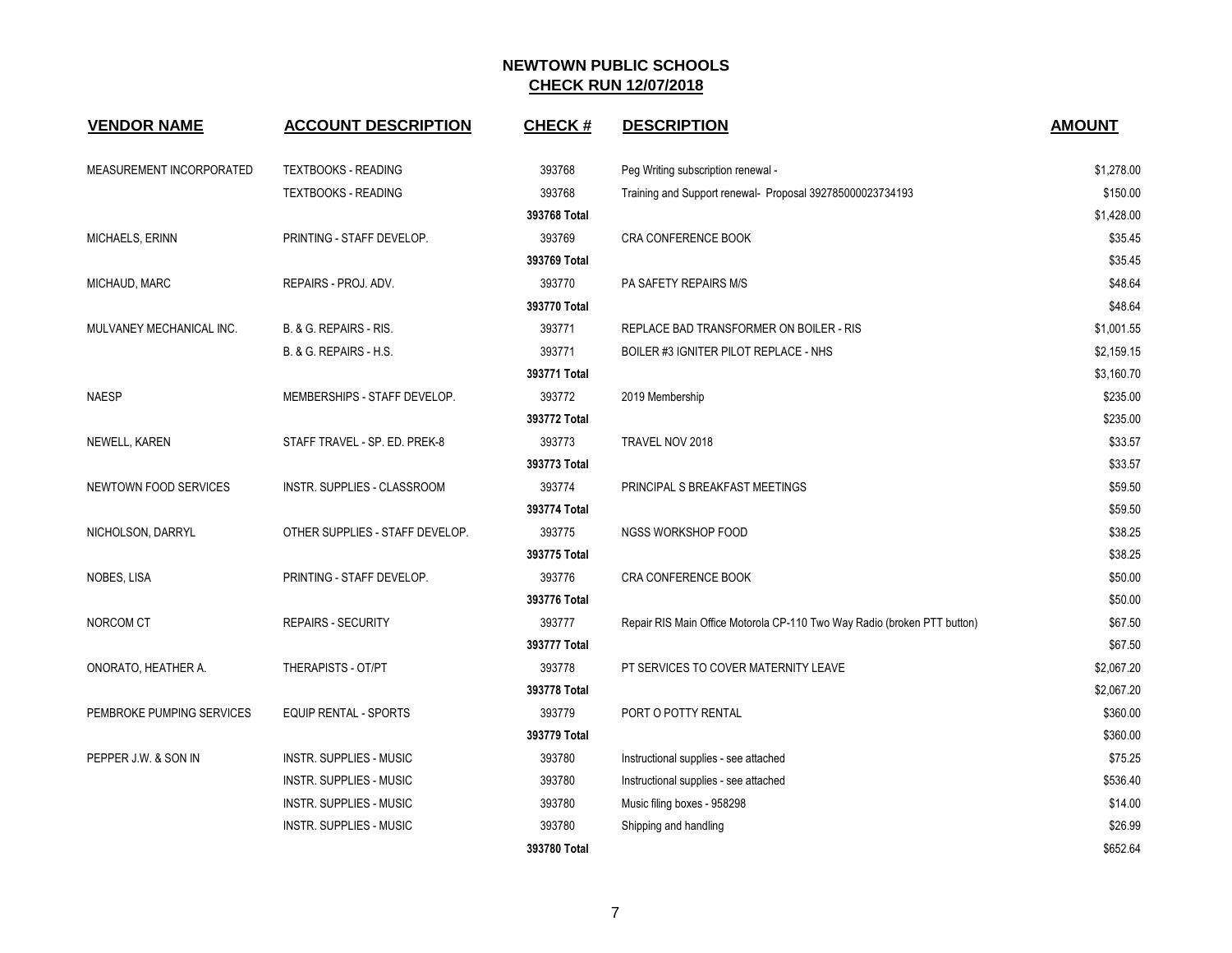# NEWTOWN PUBLIC SCHOOLS

## CHECK RUN 12/07/2018

| VENDOR NAME | ACCOUNT DESCRIPTION | CHECK # | DESCRIPTION | AMOUNT |
|---|---|---|---|---|
| MEASUREMENT INCORPORATED | TEXTBOOKS - READING | 393768 | Peg Writing subscription renewal - | $1,278.00 |
| | TEXTBOOKS - READING | 393768 | Training and Support renewal- Proposal 392785000023734193 | $150.00 |
| | | **393768 Total** | | $1,428.00 |
| MICHAELS, ERINN | PRINTING - STAFF DEVELOP. | 393769 | CRA CONFERENCE BOOK | $35.45 |
| | | **393769 Total** | | $35.45 |
| MICHAUD, MARC | REPAIRS - PROJ. ADV. | 393770 | PA SAFETY REPAIRS M/S | $48.64 |
| | | **393770 Total** | | $48.64 |
| MULVANEY MECHANICAL INC. | B. & G. REPAIRS - RIS. | 393771 | REPLACE BAD TRANSFORMER ON BOILER - RIS | $1,001.55 |
| | B. & G. REPAIRS - H.S. | 393771 | BOILER #3 IGNITER PILOT REPLACE - NHS | $2,159.15 |
| | | **393771 Total** | | $3,160.70 |
| NAESP | MEMBERSHIPS - STAFF DEVELOP. | 393772 | 2019 Membership | $235.00 |
| | | **393772 Total** | | $235.00 |
| NEWELL, KAREN | STAFF TRAVEL - SP. ED. PREK-8 | 393773 | TRAVEL NOV 2018 | $33.57 |
| | | **393773 Total** | | $33.57 |
| NEWTOWN FOOD SERVICES | INSTR. SUPPLIES - CLASSROOM | 393774 | PRINCIPAL S BREAKFAST MEETINGS | $59.50 |
| | | **393774 Total** | | $59.50 |
| NICHOLSON, DARRYL | OTHER SUPPLIES - STAFF DEVELOP. | 393775 | NGSS WORKSHOP FOOD | $38.25 |
| | | **393775 Total** | | $38.25 |
| NOBES, LISA | PRINTING - STAFF DEVELOP. | 393776 | CRA CONFERENCE BOOK | $50.00 |
| | | **393776 Total** | | $50.00 |
| NORCOM CT | REPAIRS - SECURITY | 393777 | Repair RIS Main Office Motorola CP-110 Two Way Radio (broken PTT button) | $67.50 |
| | | **393777 Total** | | $67.50 |
| ONORATO, HEATHER A. | THERAPISTS - OT/PT | 393778 | PT SERVICES TO COVER MATERNITY LEAVE | $2,067.20 |
| | | **393778 Total** | | $2,067.20 |
| PEMBROKE PUMPING SERVICES | EQUIP RENTAL - SPORTS | 393779 | PORT O POTTY RENTAL | $360.00 |
| | | **393779 Total** | | $360.00 |
| PEPPER J.W. & SON IN | INSTR. SUPPLIES - MUSIC | 393780 | Instructional supplies - see attached | $75.25 |
| | INSTR. SUPPLIES - MUSIC | 393780 | Instructional supplies - see attached | $536.40 |
| | INSTR. SUPPLIES - MUSIC | 393780 | Music filing boxes - 958298 | $14.00 |
| | INSTR. SUPPLIES - MUSIC | 393780 | Shipping and handling | $26.99 |
| | | **393780 Total** | | $652.64 |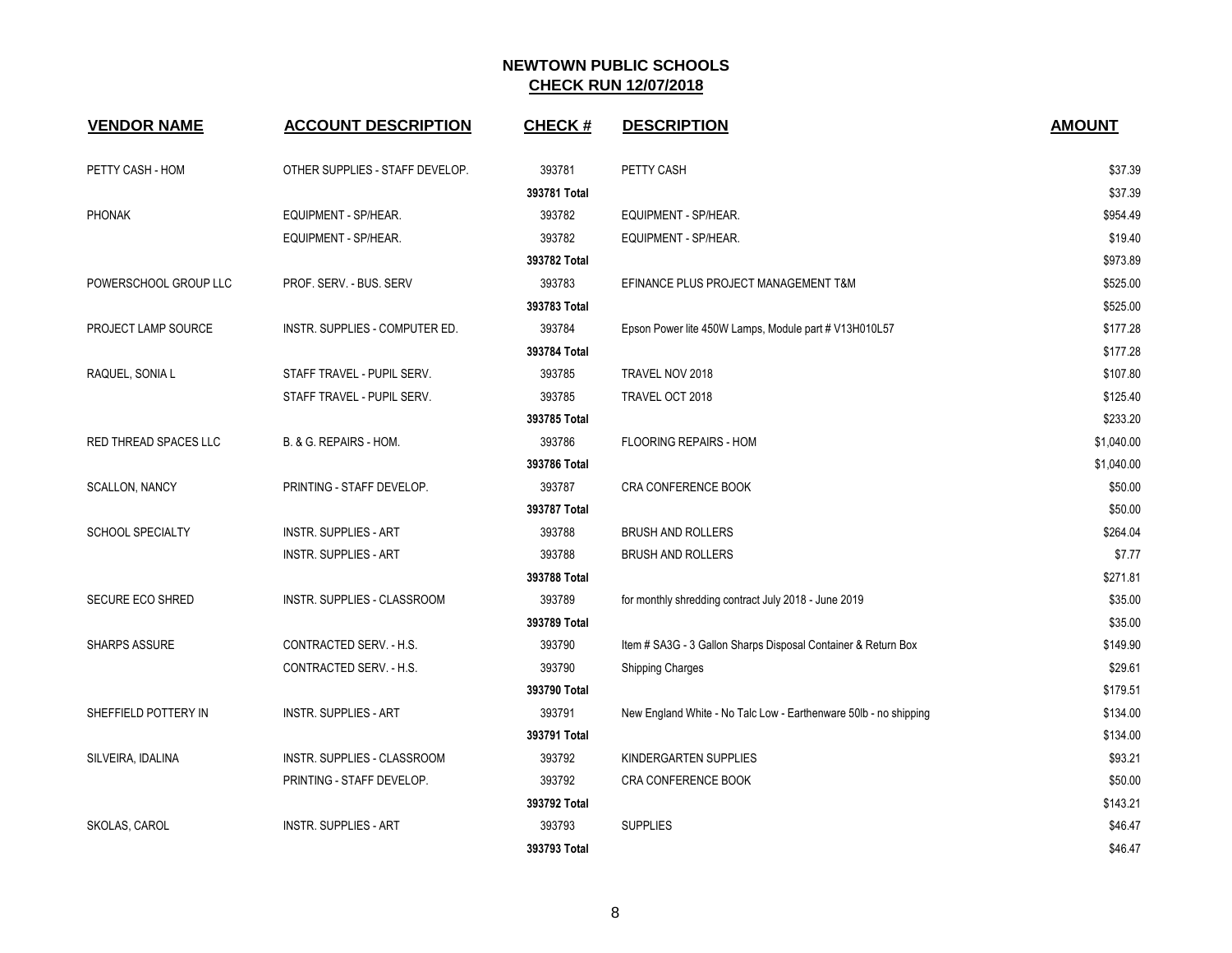# NEWTOWN PUBLIC SCHOOLS
## CHECK RUN 12/07/2018

| VENDOR NAME | ACCOUNT DESCRIPTION | CHECK # | DESCRIPTION | AMOUNT |
|---|---|---|---|---|
| PETTY CASH - HOM | OTHER SUPPLIES - STAFF DEVELOP. | 393781 | PETTY CASH | $37.39 |
| | | 393781 Total | | $37.39 |
| PHONAK | EQUIPMENT - SP/HEAR. | 393782 | EQUIPMENT - SP/HEAR. | $954.49 |
| | EQUIPMENT - SP/HEAR. | 393782 | EQUIPMENT - SP/HEAR. | $19.40 |
| | | 393782 Total | | $973.89 |
| POWERSCHOOL GROUP LLC | PROF. SERV. - BUS. SERV | 393783 | EFINANCE PLUS PROJECT MANAGEMENT T&M | $525.00 |
| | | 393783 Total | | $525.00 |
| PROJECT LAMP SOURCE | INSTR. SUPPLIES - COMPUTER ED. | 393784 | Epson Power lite 450W Lamps, Module part # V13H010L57 | $177.28 |
| | | 393784 Total | | $177.28 |
| RAQUEL, SONIA L | STAFF TRAVEL - PUPIL SERV. | 393785 | TRAVEL NOV 2018 | $107.80 |
| | STAFF TRAVEL - PUPIL SERV. | 393785 | TRAVEL OCT 2018 | $125.40 |
| | | 393785 Total | | $233.20 |
| RED THREAD SPACES LLC | B. & G. REPAIRS - HOM. | 393786 | FLOORING REPAIRS - HOM | $1,040.00 |
| | | 393786 Total | | $1,040.00 |
| SCALLON, NANCY | PRINTING - STAFF DEVELOP. | 393787 | CRA CONFERENCE BOOK | $50.00 |
| | | 393787 Total | | $50.00 |
| SCHOOL SPECIALTY | INSTR. SUPPLIES - ART | 393788 | BRUSH AND ROLLERS | $264.04 |
| | INSTR. SUPPLIES - ART | 393788 | BRUSH AND ROLLERS | $7.77 |
| | | 393788 Total | | $271.81 |
| SECURE ECO SHRED | INSTR. SUPPLIES - CLASSROOM | 393789 | for monthly shredding contract July 2018 - June 2019 | $35.00 |
| | | 393789 Total | | $35.00 |
| SHARPS ASSURE | CONTRACTED SERV. - H.S. | 393790 | Item # SA3G - 3 Gallon Sharps Disposal Container & Return Box | $149.90 |
| | CONTRACTED SERV. - H.S. | 393790 | Shipping Charges | $29.61 |
| | | 393790 Total | | $179.51 |
| SHEFFIELD POTTERY IN | INSTR. SUPPLIES - ART | 393791 | New England White - No Talc Low - Earthenware 50lb - no shipping | $134.00 |
| | | 393791 Total | | $134.00 |
| SILVEIRA, IDALINA | INSTR. SUPPLIES - CLASSROOM | 393792 | KINDERGARTEN SUPPLIES | $93.21 |
| | PRINTING - STAFF DEVELOP. | 393792 | CRA CONFERENCE BOOK | $50.00 |
| | | 393792 Total | | $143.21 |
| SKOLAS, CAROL | INSTR. SUPPLIES - ART | 393793 | SUPPLIES | $46.47 |
| | | 393793 Total | | $46.47 |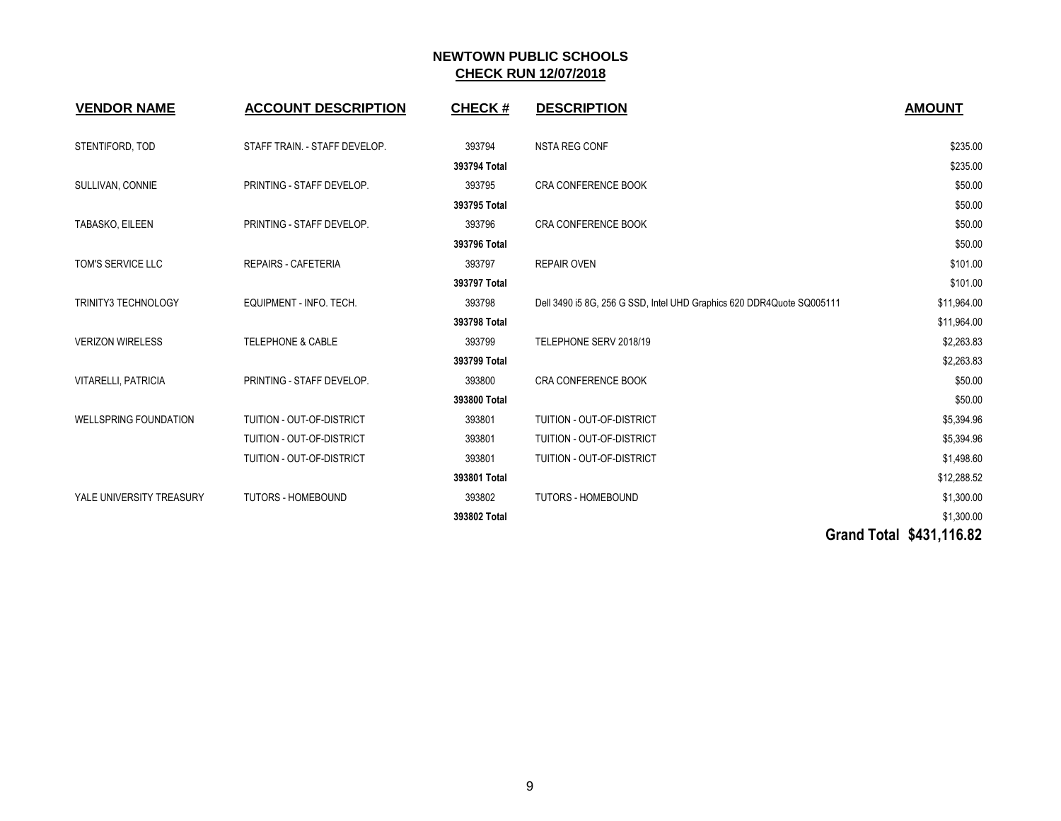## NEWTOWN PUBLIC SCHOOLS
## CHECK RUN 12/07/2018

| VENDOR NAME | ACCOUNT DESCRIPTION | CHECK # | DESCRIPTION | AMOUNT |
|---|---|---|---|---|
| STENTIFORD, TOD | STAFF TRAIN. - STAFF DEVELOP. | 393794 | NSTA REG CONF | $235.00 |
| | | **393794 Total** | | $235.00 |
| SULLIVAN, CONNIE | PRINTING - STAFF DEVELOP. | 393795 | CRA CONFERENCE BOOK | $50.00 |
| | | **393795 Total** | | $50.00 |
| TABASKO, EILEEN | PRINTING - STAFF DEVELOP. | 393796 | CRA CONFERENCE BOOK | $50.00 |
| | | **393796 Total** | | $50.00 |
| TOM'S SERVICE LLC | REPAIRS - CAFETERIA | 393797 | REPAIR OVEN | $101.00 |
| | | **393797 Total** | | $101.00 |
| TRINITY3 TECHNOLOGY | EQUIPMENT - INFO. TECH. | 393798 | Dell 3490 i5 8G, 256 G SSD, Intel UHD Graphics 620 DDR4Quote SQ005111 | $11,964.00 |
| | | **393798 Total** | | $11,964.00 |
| VERIZON WIRELESS | TELEPHONE & CABLE | 393799 | TELEPHONE SERV 2018/19 | $2,263.83 |
| | | **393799 Total** | | $2,263.83 |
| VITARELLI, PATRICIA | PRINTING - STAFF DEVELOP. | 393800 | CRA CONFERENCE BOOK | $50.00 |
| | | **393800 Total** | | $50.00 |
| WELLSPRING FOUNDATION | TUITION - OUT-OF-DISTRICT | 393801 | TUITION - OUT-OF-DISTRICT | $5,394.96 |
| | TUITION - OUT-OF-DISTRICT | 393801 | TUITION - OUT-OF-DISTRICT | $5,394.96 |
| | TUITION - OUT-OF-DISTRICT | 393801 | TUITION - OUT-OF-DISTRICT | $1,498.60 |
| | | **393801 Total** | | $12,288.52 |
| YALE UNIVERSITY TREASURY | TUTORS - HOMEBOUND | 393802 | TUTORS - HOMEBOUND | $1,300.00 |
| | | **393802 Total** | | $1,300.00 |
| | | | **Grand Total** | **$431,116.82** |